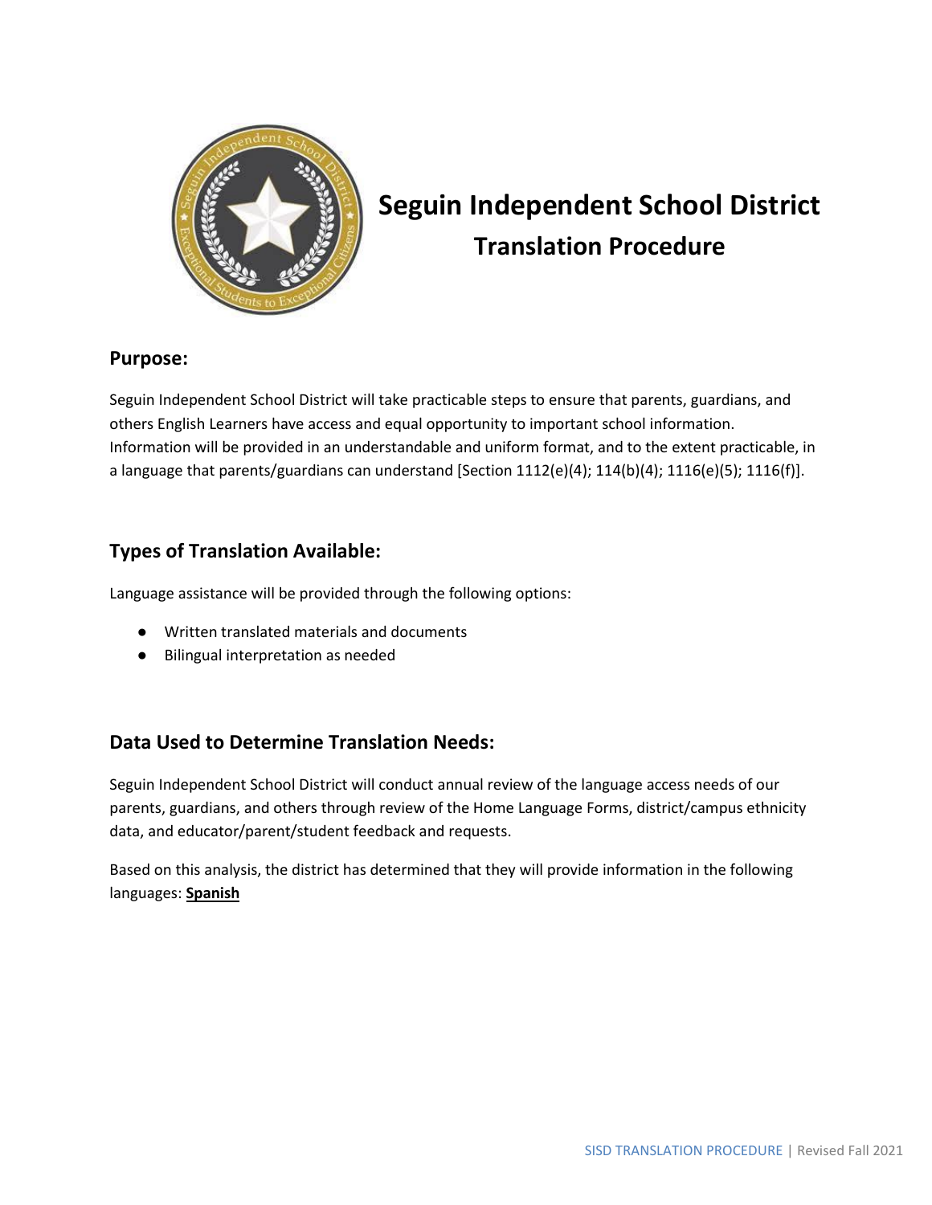# Seguin Independent School District

## Translation Procedure

### Purpose:

Seguin Independent School District will take practicable steps to ensure that parents, guardians, and others English Learners have access and equal opportunity to important school information. Information will be provided in an understandable and uniform format, and to the extent practicable, in a language that parents/guardians can understand [Section 1112(e)(4); 114(b)(4); 1116(e)(5); 1116(f)].

### Types of Translation Available:

Language assistance will be provided through the following options:

- Written translated materials and documents
- Bilingual interpretation as needed

### Data Used to Determine Translation Needs:

Seguin Independent School District will conduct annual review of the language access needs of our parents, guardians, and others through review of the Home Language Forms, district/campus ethnicity data, and educator/parent/student feedback and requests.

Based on this analysis, the district has determined that they will provide information in the following languages: **Spanish**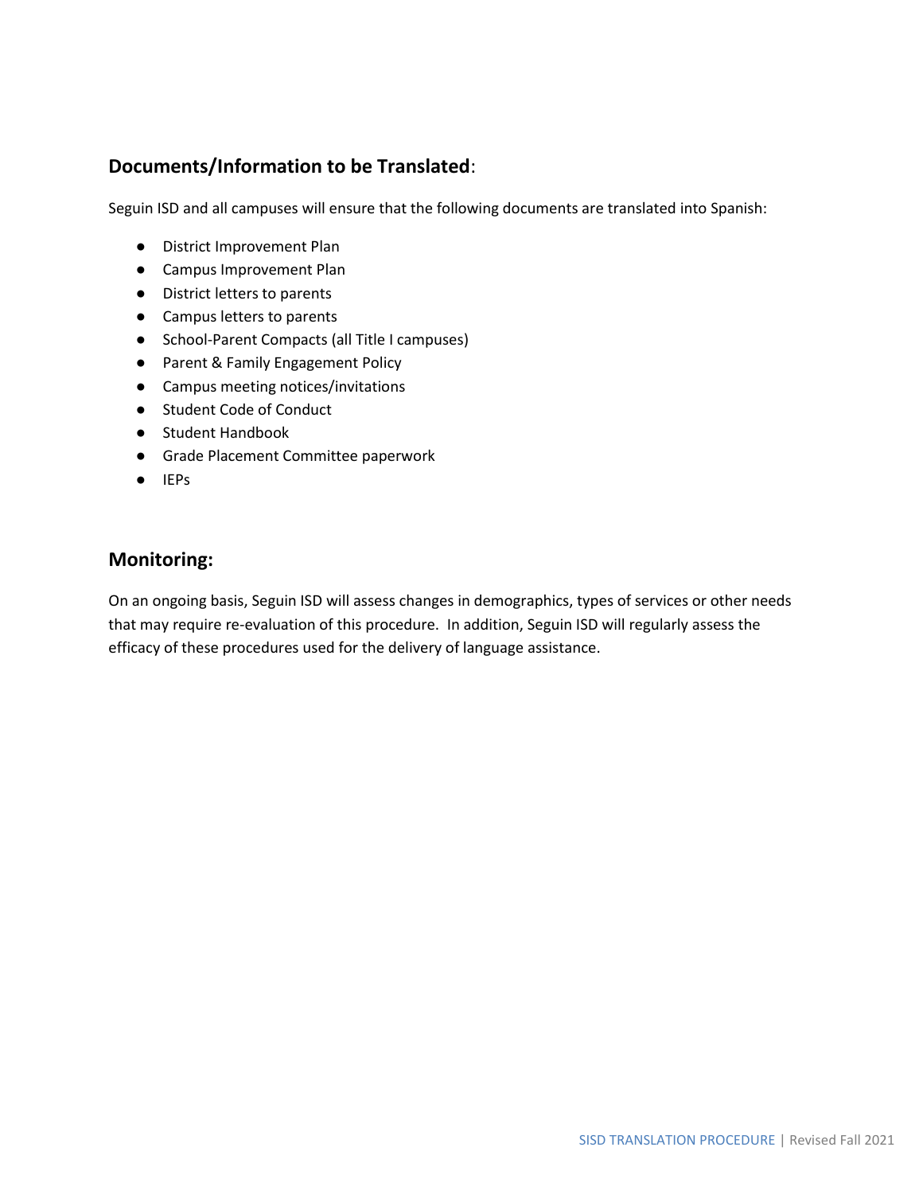## Documents/Information to be Translated:

Seguin ISD and all campuses will ensure that the following documents are translated into Spanish:

- District Improvement Plan
- Campus Improvement Plan
- District letters to parents
- Campus letters to parents
- School-Parent Compacts (all Title I campuses)
- Parent & Family Engagement Policy
- Campus meeting notices/invitations
- Student Code of Conduct
- Student Handbook
- Grade Placement Committee paperwork
- IEPs

## Monitoring:

On an ongoing basis, Seguin ISD will assess changes in demographics, types of services or other needs that may require re-evaluation of this procedure. In addition, Seguin ISD will regularly assess the efficacy of these procedures used for the delivery of language assistance.